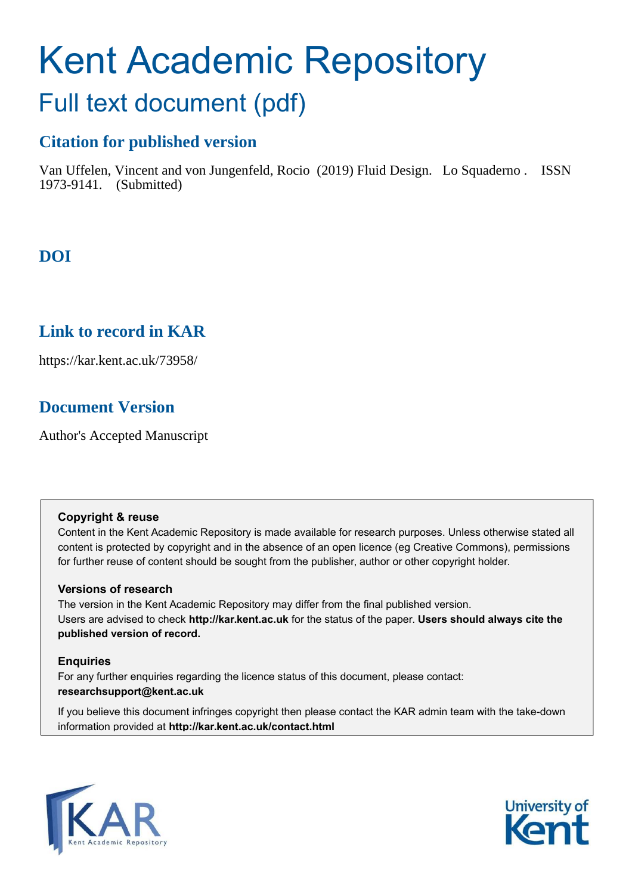# Kent Academic Repository

## Full text document (pdf)

### Citation for published version

Van Uffelen, Vincent and von Jungenfeld, Rocio (2019) Fluid Design. Lo Squaderno . ISSN 1973-9141. (Submitted)

### DOI

### Link to record in KAR

https://kar.kent.ac.uk/73958/

### Document Version

Author's Accepted Manuscript

**Copyright & reuse**

Content in the Kent Academic Repository is made available for research purposes. Unless otherwise stated all content is protected by copyright and in the absence of an open licence (eg Creative Commons), permissions for further reuse of content should be sought from the publisher, author or other copyright holder.

**Versions of research**

The version in the Kent Academic Repository may differ from the final published version. Users are advised to check **http://kar.kent.ac.uk** for the status of the paper. **Users should always cite the published version of record.**

**Enquiries**

For any further enquiries regarding the licence status of this document, please contact: **researchsupport@kent.ac.uk**

If you believe this document infringes copyright then please contact the KAR admin team with the take-down information provided at **http://kar.kent.ac.uk/contact.html**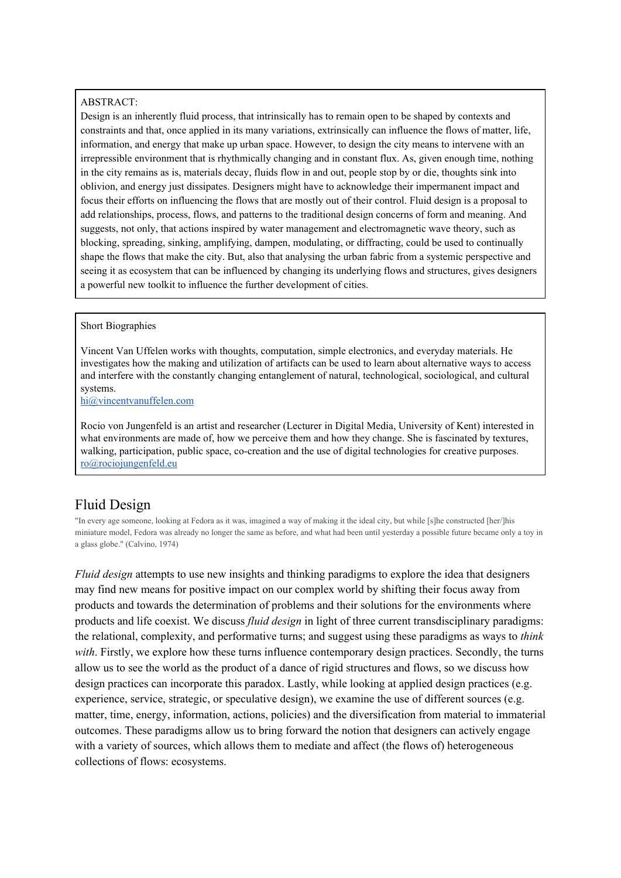ABSTRACT:
Design is an inherently fluid process, that intrinsically has to remain open to be shaped by contexts and constraints and that, once applied in its many variations, extrinsically can influence the flows of matter, life, information, and energy that make up urban space. However, to design the city means to intervene with an irrepressible environment that is rhythmically changing and in constant flux. As, given enough time, nothing in the city remains as is, materials decay, fluids flow in and out, people stop by or die, thoughts sink into oblivion, and energy just dissipates. Designers might have to acknowledge their impermanent impact and focus their efforts on influencing the flows that are mostly out of their control. Fluid design is a proposal to add relationships, process, flows, and patterns to the traditional design concerns of form and meaning. And suggests, not only, that actions inspired by water management and electromagnetic wave theory, such as blocking, spreading, sinking, amplifying, dampen, modulating, or diffracting, could be used to continually shape the flows that make the city. But, also that analysing the urban fabric from a systemic perspective and seeing it as ecosystem that can be influenced by changing its underlying flows and structures, gives designers a powerful new toolkit to influence the further development of cities.

Short Biographies

Vincent Van Uffelen works with thoughts, computation, simple electronics, and everyday materials. He investigates how the making and utilization of artifacts can be used to learn about alternative ways to access and interfere with the constantly changing entanglement of natural, technological, sociological, and cultural systems.
hi@vincentvanuffelen.com

Rocio von Jungenfeld is an artist and researcher (Lecturer in Digital Media, University of Kent) interested in what environments are made of, how we perceive them and how they change. She is fascinated by textures, walking, participation, public space, co-creation and the use of digital technologies for creative purposes.
ro@rociojungenfeld.eu

# Fluid Design

"In every age someone, looking at Fedora as it was, imagined a way of making it the ideal city, but while [s]he constructed [her/]his miniature model, Fedora was already no longer the same as before, and what had been until yesterday a possible future became only a toy in a glass globe." (Calvino, 1974)

*Fluid design* attempts to use new insights and thinking paradigms to explore the idea that designers may find new means for positive impact on our complex world by shifting their focus away from products and towards the determination of problems and their solutions for the environments where products and life coexist. We discuss *fluid design* in light of three current transdisciplinary paradigms: the relational, complexity, and performative turns; and suggest using these paradigms as ways to *think with*. Firstly, we explore how these turns influence contemporary design practices. Secondly, the turns allow us to see the world as the product of a dance of rigid structures and flows, so we discuss how design practices can incorporate this paradox. Lastly, while looking at applied design practices (e.g. experience, service, strategic, or speculative design), we examine the use of different sources (e.g. matter, time, energy, information, actions, policies) and the diversification from material to immaterial outcomes. These paradigms allow us to bring forward the notion that designers can actively engage with a variety of sources, which allows them to mediate and affect (the flows of) heterogeneous collections of flows: ecosystems.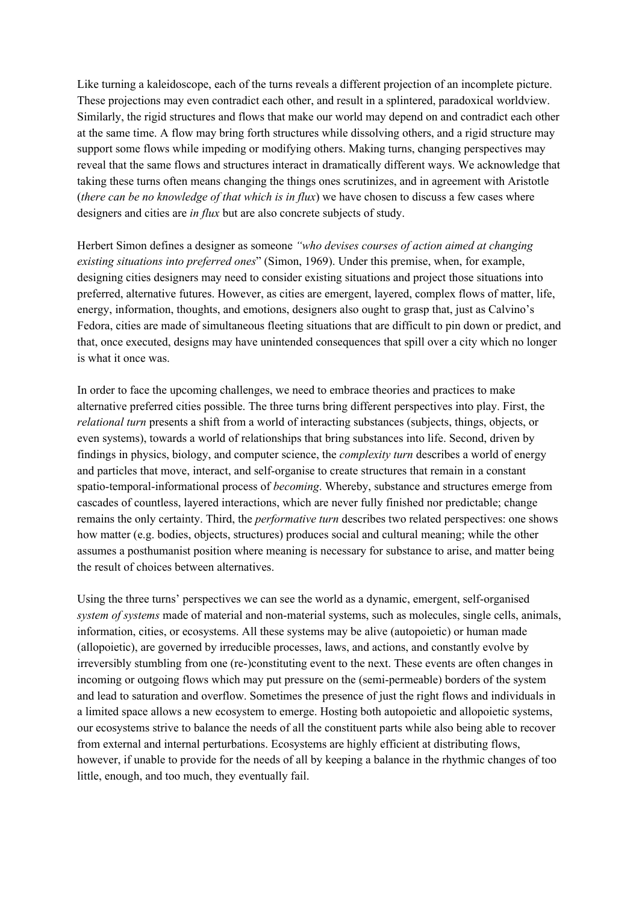Like turning a kaleidoscope, each of the turns reveals a different projection of an incomplete picture. These projections may even contradict each other, and result in a splintered, paradoxical worldview. Similarly, the rigid structures and flows that make our world may depend on and contradict each other at the same time. A flow may bring forth structures while dissolving others, and a rigid structure may support some flows while impeding or modifying others. Making turns, changing perspectives may reveal that the same flows and structures interact in dramatically different ways. We acknowledge that taking these turns often means changing the things ones scrutinizes, and in agreement with Aristotle (*there can be no knowledge of that which is in flux*) we have chosen to discuss a few cases where designers and cities are *in flux* but are also concrete subjects of study.

Herbert Simon defines a designer as someone *"who devises courses of action aimed at changing existing situations into preferred ones*" (Simon, 1969). Under this premise, when, for example, designing cities designers may need to consider existing situations and project those situations into preferred, alternative futures. However, as cities are emergent, layered, complex flows of matter, life, energy, information, thoughts, and emotions, designers also ought to grasp that, just as Calvino's Fedora, cities are made of simultaneous fleeting situations that are difficult to pin down or predict, and that, once executed, designs may have unintended consequences that spill over a city which no longer is what it once was.

In order to face the upcoming challenges, we need to embrace theories and practices to make alternative preferred cities possible. The three turns bring different perspectives into play. First, the *relational turn* presents a shift from a world of interacting substances (subjects, things, objects, or even systems), towards a world of relationships that bring substances into life. Second, driven by findings in physics, biology, and computer science, the *complexity turn* describes a world of energy and particles that move, interact, and self-organise to create structures that remain in a constant spatio-temporal-informational process of *becoming*. Whereby, substance and structures emerge from cascades of countless, layered interactions, which are never fully finished nor predictable; change remains the only certainty. Third, the *performative turn* describes two related perspectives: one shows how matter (e.g. bodies, objects, structures) produces social and cultural meaning; while the other assumes a posthumanist position where meaning is necessary for substance to arise, and matter being the result of choices between alternatives.

Using the three turns' perspectives we can see the world as a dynamic, emergent, self-organised *system of systems* made of material and non-material systems, such as molecules, single cells, animals, information, cities, or ecosystems. All these systems may be alive (autopoietic) or human made (allopoietic), are governed by irreducible processes, laws, and actions, and constantly evolve by irreversibly stumbling from one (re-)constituting event to the next. These events are often changes in incoming or outgoing flows which may put pressure on the (semi-permeable) borders of the system and lead to saturation and overflow. Sometimes the presence of just the right flows and individuals in a limited space allows a new ecosystem to emerge. Hosting both autopoietic and allopoietic systems, our ecosystems strive to balance the needs of all the constituent parts while also being able to recover from external and internal perturbations. Ecosystems are highly efficient at distributing flows, however, if unable to provide for the needs of all by keeping a balance in the rhythmic changes of too little, enough, and too much, they eventually fail.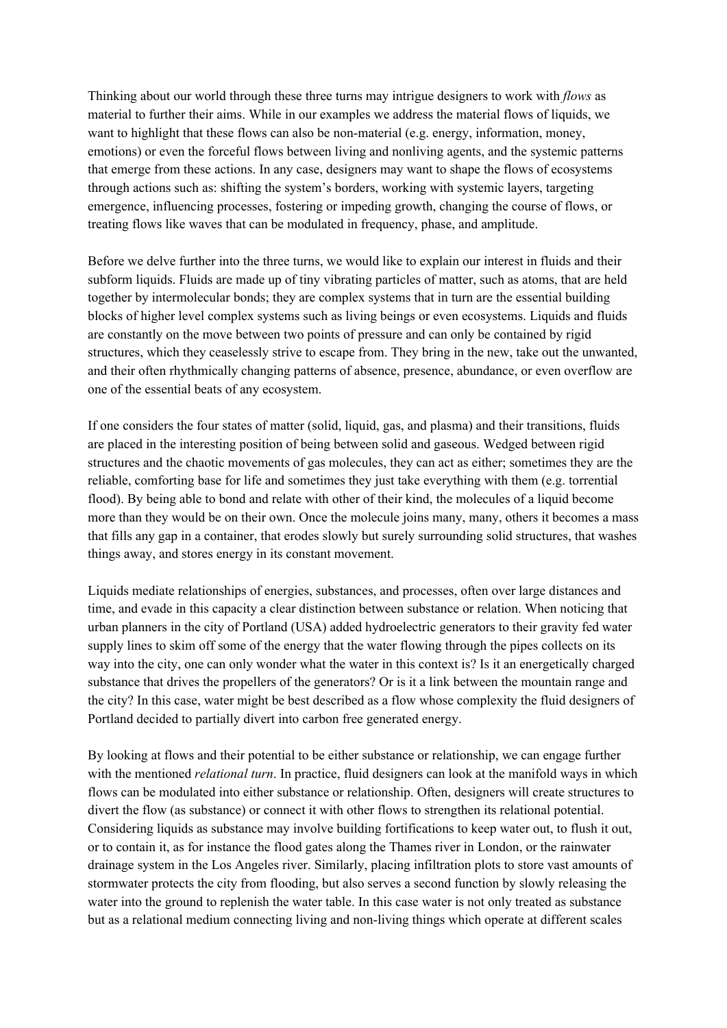Thinking about our world through these three turns may intrigue designers to work with *flows* as material to further their aims. While in our examples we address the material flows of liquids, we want to highlight that these flows can also be non-material (e.g. energy, information, money, emotions) or even the forceful flows between living and nonliving agents, and the systemic patterns that emerge from these actions. In any case, designers may want to shape the flows of ecosystems through actions such as: shifting the system's borders, working with systemic layers, targeting emergence, influencing processes, fostering or impeding growth, changing the course of flows, or treating flows like waves that can be modulated in frequency, phase, and amplitude.

Before we delve further into the three turns, we would like to explain our interest in fluids and their subform liquids. Fluids are made up of tiny vibrating particles of matter, such as atoms, that are held together by intermolecular bonds; they are complex systems that in turn are the essential building blocks of higher level complex systems such as living beings or even ecosystems. Liquids and fluids are constantly on the move between two points of pressure and can only be contained by rigid structures, which they ceaselessly strive to escape from. They bring in the new, take out the unwanted, and their often rhythmically changing patterns of absence, presence, abundance, or even overflow are one of the essential beats of any ecosystem.

If one considers the four states of matter (solid, liquid, gas, and plasma) and their transitions, fluids are placed in the interesting position of being between solid and gaseous. Wedged between rigid structures and the chaotic movements of gas molecules, they can act as either; sometimes they are the reliable, comforting base for life and sometimes they just take everything with them (e.g. torrential flood). By being able to bond and relate with other of their kind, the molecules of a liquid become more than they would be on their own. Once the molecule joins many, many, others it becomes a mass that fills any gap in a container, that erodes slowly but surely surrounding solid structures, that washes things away, and stores energy in its constant movement.

Liquids mediate relationships of energies, substances, and processes, often over large distances and time, and evade in this capacity a clear distinction between substance or relation. When noticing that urban planners in the city of Portland (USA) added hydroelectric generators to their gravity fed water supply lines to skim off some of the energy that the water flowing through the pipes collects on its way into the city, one can only wonder what the water in this context is? Is it an energetically charged substance that drives the propellers of the generators? Or is it a link between the mountain range and the city? In this case, water might be best described as a flow whose complexity the fluid designers of Portland decided to partially divert into carbon free generated energy.

By looking at flows and their potential to be either substance or relationship, we can engage further with the mentioned *relational turn*. In practice, fluid designers can look at the manifold ways in which flows can be modulated into either substance or relationship. Often, designers will create structures to divert the flow (as substance) or connect it with other flows to strengthen its relational potential. Considering liquids as substance may involve building fortifications to keep water out, to flush it out, or to contain it, as for instance the flood gates along the Thames river in London, or the rainwater drainage system in the Los Angeles river. Similarly, placing infiltration plots to store vast amounts of stormwater protects the city from flooding, but also serves a second function by slowly releasing the water into the ground to replenish the water table. In this case water is not only treated as substance but as a relational medium connecting living and non-living things which operate at different scales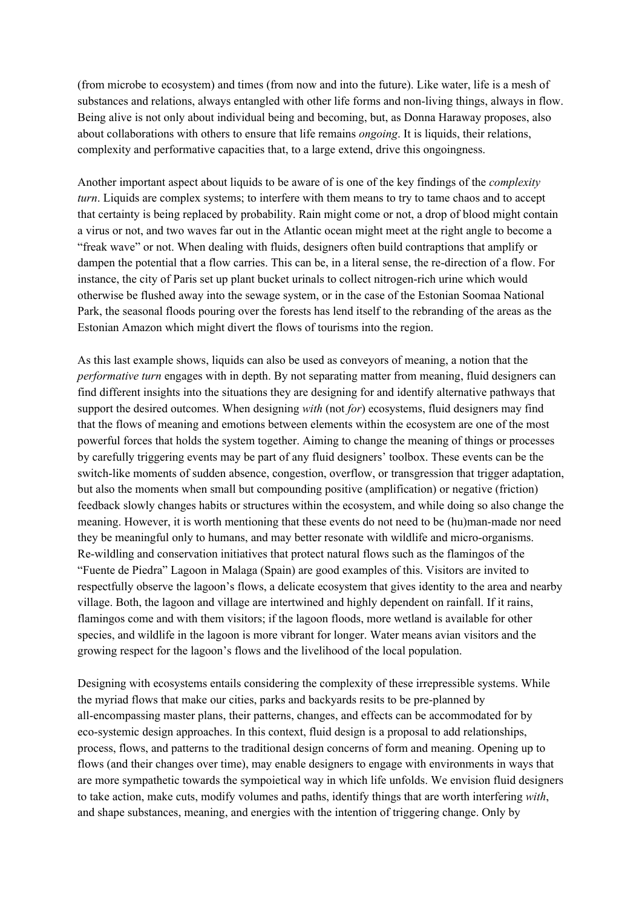(from microbe to ecosystem) and times (from now and into the future). Like water, life is a mesh of substances and relations, always entangled with other life forms and non-living things, always in flow. Being alive is not only about individual being and becoming, but, as Donna Haraway proposes, also about collaborations with others to ensure that life remains *ongoing*. It is liquids, their relations, complexity and performative capacities that, to a large extend, drive this ongoingness.

Another important aspect about liquids to be aware of is one of the key findings of the *complexity turn*. Liquids are complex systems; to interfere with them means to try to tame chaos and to accept that certainty is being replaced by probability. Rain might come or not, a drop of blood might contain a virus or not, and two waves far out in the Atlantic ocean might meet at the right angle to become a "freak wave" or not. When dealing with fluids, designers often build contraptions that amplify or dampen the potential that a flow carries. This can be, in a literal sense, the re-direction of a flow. For instance, the city of Paris set up plant bucket urinals to collect nitrogen-rich urine which would otherwise be flushed away into the sewage system, or in the case of the Estonian Soomaa National Park, the seasonal floods pouring over the forests has lend itself to the rebranding of the areas as the Estonian Amazon which might divert the flows of tourisms into the region.

As this last example shows, liquids can also be used as conveyors of meaning, a notion that the *performative turn* engages with in depth. By not separating matter from meaning, fluid designers can find different insights into the situations they are designing for and identify alternative pathways that support the desired outcomes. When designing *with* (not *for*) ecosystems, fluid designers may find that the flows of meaning and emotions between elements within the ecosystem are one of the most powerful forces that holds the system together. Aiming to change the meaning of things or processes by carefully triggering events may be part of any fluid designers' toolbox. These events can be the switch-like moments of sudden absence, congestion, overflow, or transgression that trigger adaptation, but also the moments when small but compounding positive (amplification) or negative (friction) feedback slowly changes habits or structures within the ecosystem, and while doing so also change the meaning. However, it is worth mentioning that these events do not need to be (hu)man-made nor need they be meaningful only to humans, and may better resonate with wildlife and micro-organisms. Re-wildling and conservation initiatives that protect natural flows such as the flamingos of the "Fuente de Piedra" Lagoon in Malaga (Spain) are good examples of this. Visitors are invited to respectfully observe the lagoon's flows, a delicate ecosystem that gives identity to the area and nearby village. Both, the lagoon and village are intertwined and highly dependent on rainfall. If it rains, flamingos come and with them visitors; if the lagoon floods, more wetland is available for other species, and wildlife in the lagoon is more vibrant for longer. Water means avian visitors and the growing respect for the lagoon's flows and the livelihood of the local population.

Designing with ecosystems entails considering the complexity of these irrepressible systems. While the myriad flows that make our cities, parks and backyards resits to be pre-planned by all-encompassing master plans, their patterns, changes, and effects can be accommodated for by eco-systemic design approaches. In this context, fluid design is a proposal to add relationships, process, flows, and patterns to the traditional design concerns of form and meaning. Opening up to flows (and their changes over time), may enable designers to engage with environments in ways that are more sympathetic towards the sympoietical way in which life unfolds. We envision fluid designers to take action, make cuts, modify volumes and paths, identify things that are worth interfering *with*, and shape substances, meaning, and energies with the intention of triggering change. Only by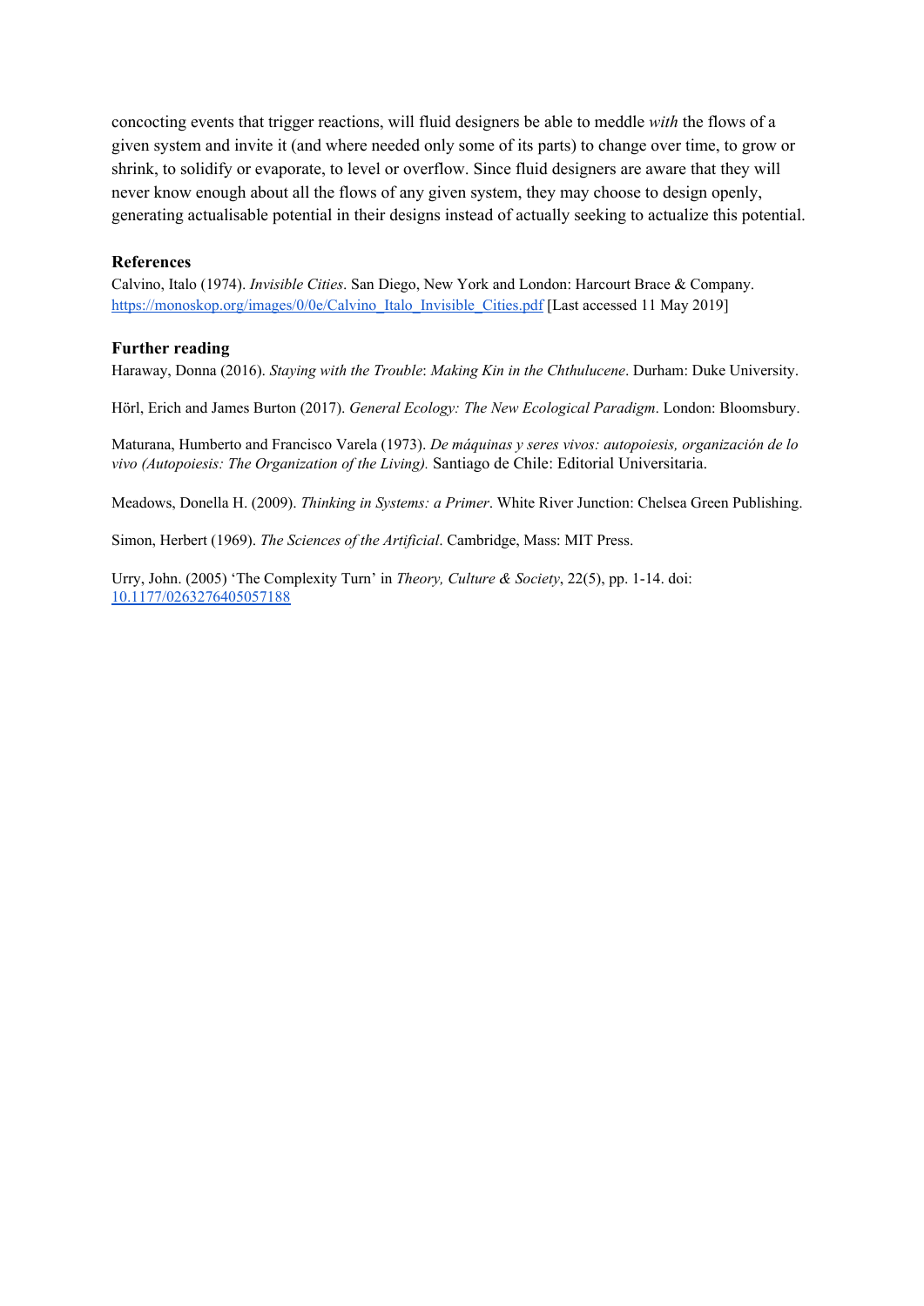concocting events that trigger reactions, will fluid designers be able to meddle *with* the flows of a given system and invite it (and where needed only some of its parts) to change over time, to grow or shrink, to solidify or evaporate, to level or overflow. Since fluid designers are aware that they will never know enough about all the flows of any given system, they may choose to design openly, generating actualisable potential in their designs instead of actually seeking to actualize this potential.

## References

Calvino, Italo (1974). *Invisible Cities*. San Diego, New York and London: Harcourt Brace & Company. https://monoskop.org/images/0/0e/Calvino_Italo_Invisible_Cities.pdf [Last accessed 11 May 2019]

## Further reading

Haraway, Donna (2016). *Staying with the Trouble*: *Making Kin in the Chthulucene*. Durham: Duke University.

Hörl, Erich and James Burton (2017). *General Ecology: The New Ecological Paradigm*. London: Bloomsbury.

Maturana, Humberto and Francisco Varela (1973). *De máquinas y seres vivos: autopoiesis, organización de lo vivo (Autopoiesis: The Organization of the Living).* Santiago de Chile: Editorial Universitaria.

Meadows, Donella H. (2009). *Thinking in Systems: a Primer*. White River Junction: Chelsea Green Publishing.

Simon, Herbert (1969). *The Sciences of the Artificial*. Cambridge, Mass: MIT Press.

Urry, John. (2005) 'The Complexity Turn' in *Theory, Culture & Society*, 22(5), pp. 1-14. doi: 10.1177/0263276405057188